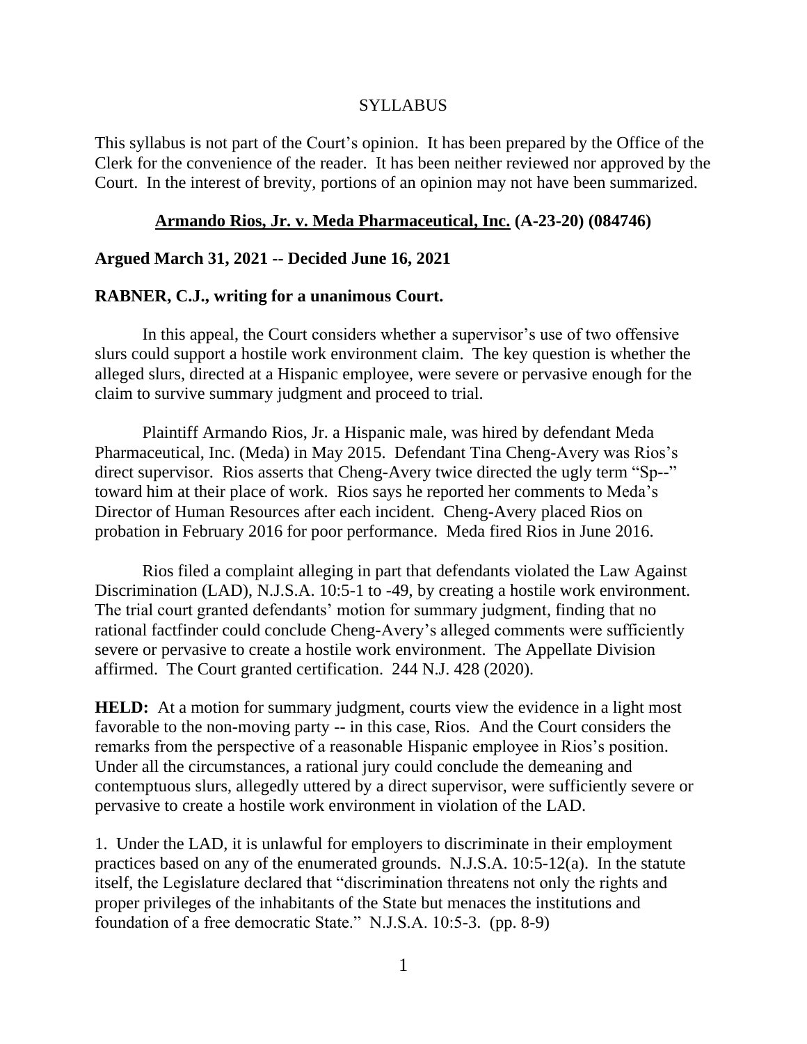SYLLABUS

This syllabus is not part of the Court's opinion. It has been prepared by the Office of the Clerk for the convenience of the reader. It has been neither reviewed nor approved by the Court. In the interest of brevity, portions of an opinion may not have been summarized.

**Armando Rios, Jr. v. Meda Pharmaceutical, Inc. (A-23-20) (084746)**

**Argued March 31, 2021 -- Decided June 16, 2021**

**RABNER, C.J., writing for a unanimous Court.**

In this appeal, the Court considers whether a supervisor's use of two offensive slurs could support a hostile work environment claim. The key question is whether the alleged slurs, directed at a Hispanic employee, were severe or pervasive enough for the claim to survive summary judgment and proceed to trial.

Plaintiff Armando Rios, Jr. a Hispanic male, was hired by defendant Meda Pharmaceutical, Inc. (Meda) in May 2015. Defendant Tina Cheng-Avery was Rios's direct supervisor. Rios asserts that Cheng-Avery twice directed the ugly term "Sp--" toward him at their place of work. Rios says he reported her comments to Meda's Director of Human Resources after each incident. Cheng-Avery placed Rios on probation in February 2016 for poor performance. Meda fired Rios in June 2016.

Rios filed a complaint alleging in part that defendants violated the Law Against Discrimination (LAD), N.J.S.A. 10:5-1 to -49, by creating a hostile work environment. The trial court granted defendants' motion for summary judgment, finding that no rational factfinder could conclude Cheng-Avery's alleged comments were sufficiently severe or pervasive to create a hostile work environment. The Appellate Division affirmed. The Court granted certification. 244 N.J. 428 (2020).

**HELD:** At a motion for summary judgment, courts view the evidence in a light most favorable to the non-moving party -- in this case, Rios. And the Court considers the remarks from the perspective of a reasonable Hispanic employee in Rios's position. Under all the circumstances, a rational jury could conclude the demeaning and contemptuous slurs, allegedly uttered by a direct supervisor, were sufficiently severe or pervasive to create a hostile work environment in violation of the LAD.

1. Under the LAD, it is unlawful for employers to discriminate in their employment practices based on any of the enumerated grounds. N.J.S.A. 10:5-12(a). In the statute itself, the Legislature declared that "discrimination threatens not only the rights and proper privileges of the inhabitants of the State but menaces the institutions and foundation of a free democratic State." N.J.S.A. 10:5-3. (pp. 8-9)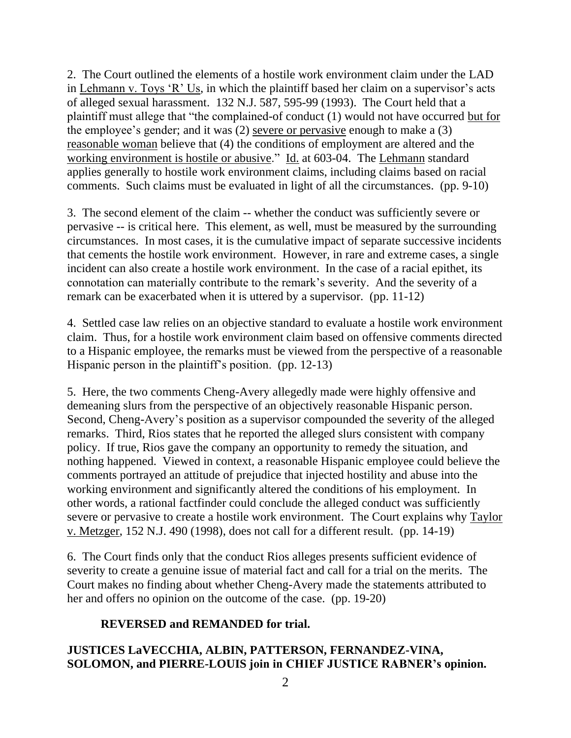2. The Court outlined the elements of a hostile work environment claim under the LAD in Lehmann v. Toys 'R' Us, in which the plaintiff based her claim on a supervisor's acts of alleged sexual harassment. 132 N.J. 587, 595-99 (1993). The Court held that a plaintiff must allege that "the complained-of conduct (1) would not have occurred but for the employee's gender; and it was (2) severe or pervasive enough to make a (3) reasonable woman believe that (4) the conditions of employment are altered and the working environment is hostile or abusive." Id. at 603-04. The Lehmann standard applies generally to hostile work environment claims, including claims based on racial comments. Such claims must be evaluated in light of all the circumstances. (pp. 9-10)

3. The second element of the claim -- whether the conduct was sufficiently severe or pervasive -- is critical here. This element, as well, must be measured by the surrounding circumstances. In most cases, it is the cumulative impact of separate successive incidents that cements the hostile work environment. However, in rare and extreme cases, a single incident can also create a hostile work environment. In the case of a racial epithet, its connotation can materially contribute to the remark's severity. And the severity of a remark can be exacerbated when it is uttered by a supervisor. (pp. 11-12)

4. Settled case law relies on an objective standard to evaluate a hostile work environment claim. Thus, for a hostile work environment claim based on offensive comments directed to a Hispanic employee, the remarks must be viewed from the perspective of a reasonable Hispanic person in the plaintiff's position. (pp. 12-13)

5. Here, the two comments Cheng-Avery allegedly made were highly offensive and demeaning slurs from the perspective of an objectively reasonable Hispanic person. Second, Cheng-Avery's position as a supervisor compounded the severity of the alleged remarks. Third, Rios states that he reported the alleged slurs consistent with company policy. If true, Rios gave the company an opportunity to remedy the situation, and nothing happened. Viewed in context, a reasonable Hispanic employee could believe the comments portrayed an attitude of prejudice that injected hostility and abuse into the working environment and significantly altered the conditions of his employment. In other words, a rational factfinder could conclude the alleged conduct was sufficiently severe or pervasive to create a hostile work environment. The Court explains why Taylor v. Metzger, 152 N.J. 490 (1998), does not call for a different result. (pp. 14-19)

6. The Court finds only that the conduct Rios alleges presents sufficient evidence of severity to create a genuine issue of material fact and call for a trial on the merits. The Court makes no finding about whether Cheng-Avery made the statements attributed to her and offers no opinion on the outcome of the case. (pp. 19-20)

**REVERSED and REMANDED for trial.**

**JUSTICES LaVECCHIA, ALBIN, PATTERSON, FERNANDEZ-VINA, SOLOMON, and PIERRE-LOUIS join in CHIEF JUSTICE RABNER's opinion.**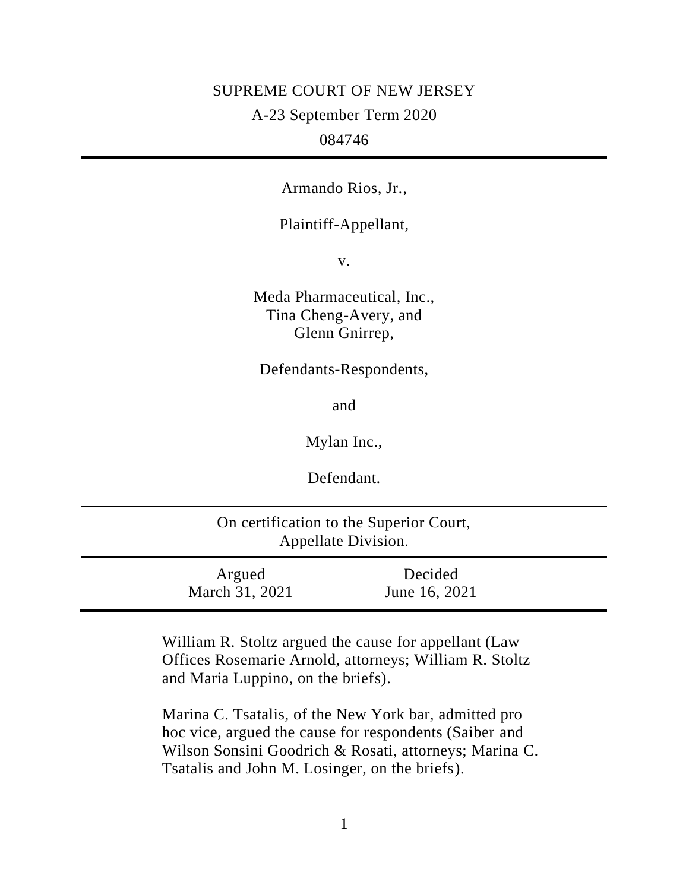SUPREME COURT OF NEW JERSEY

A-23 September Term 2020

084746

---

Armando Rios, Jr.,

Plaintiff-Appellant,

v.

Meda Pharmaceutical, Inc., Tina Cheng-Avery, and Glenn Gnirrep,

Defendants-Respondents,

and

Mylan Inc.,

Defendant.

---

On certification to the Superior Court, Appellate Division.

---

| Argued | Decided |
|---|---|
| March 31, 2021 | June 16, 2021 |

---

William R. Stoltz argued the cause for appellant (Law Offices Rosemarie Arnold, attorneys; William R. Stoltz and Maria Luppino, on the briefs).

Marina C. Tsatalis, of the New York bar, admitted pro hac vice, argued the cause for respondents (Saiber and Wilson Sonsini Goodrich & Rosati, attorneys; Marina C. Tsatalis and John M. Losinger, on the briefs).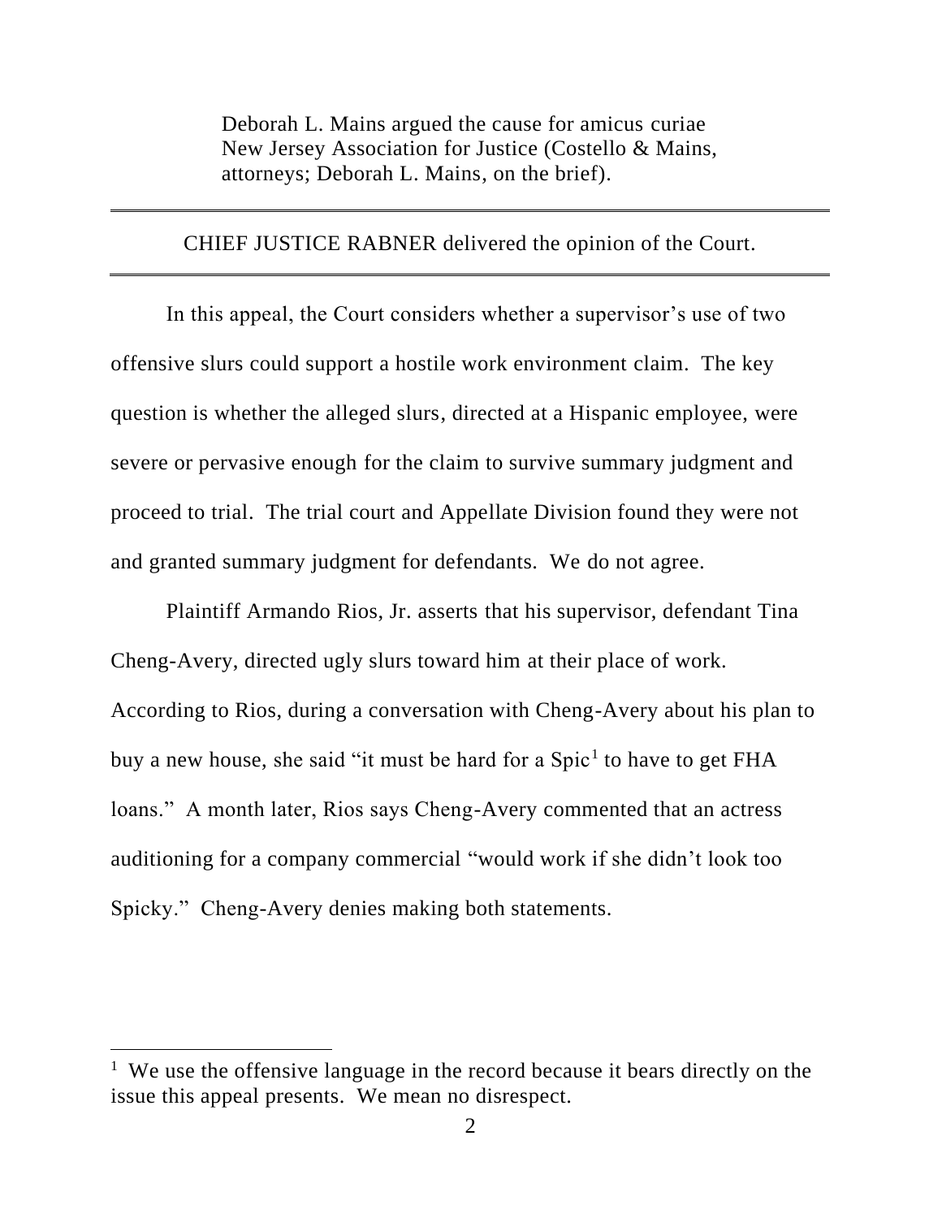Deborah L. Mains argued the cause for amicus curiae New Jersey Association for Justice (Costello & Mains, attorneys; Deborah L. Mains, on the brief).

---

CHIEF JUSTICE RABNER delivered the opinion of the Court.

---

In this appeal, the Court considers whether a supervisor's use of two offensive slurs could support a hostile work environment claim. The key question is whether the alleged slurs, directed at a Hispanic employee, were severe or pervasive enough for the claim to survive summary judgment and proceed to trial. The trial court and Appellate Division found they were not and granted summary judgment for defendants. We do not agree.

Plaintiff Armando Rios, Jr. asserts that his supervisor, defendant Tina Cheng-Avery, directed ugly slurs toward him at their place of work. According to Rios, during a conversation with Cheng-Avery about his plan to buy a new house, she said "it must be hard for a Spic[1] to have to get FHA loans." A month later, Rios says Cheng-Avery commented that an actress auditioning for a company commercial "would work if she didn't look too Spicky." Cheng-Avery denies making both statements.

---

[1] We use the offensive language in the record because it bears directly on the issue this appeal presents. We mean no disrespect.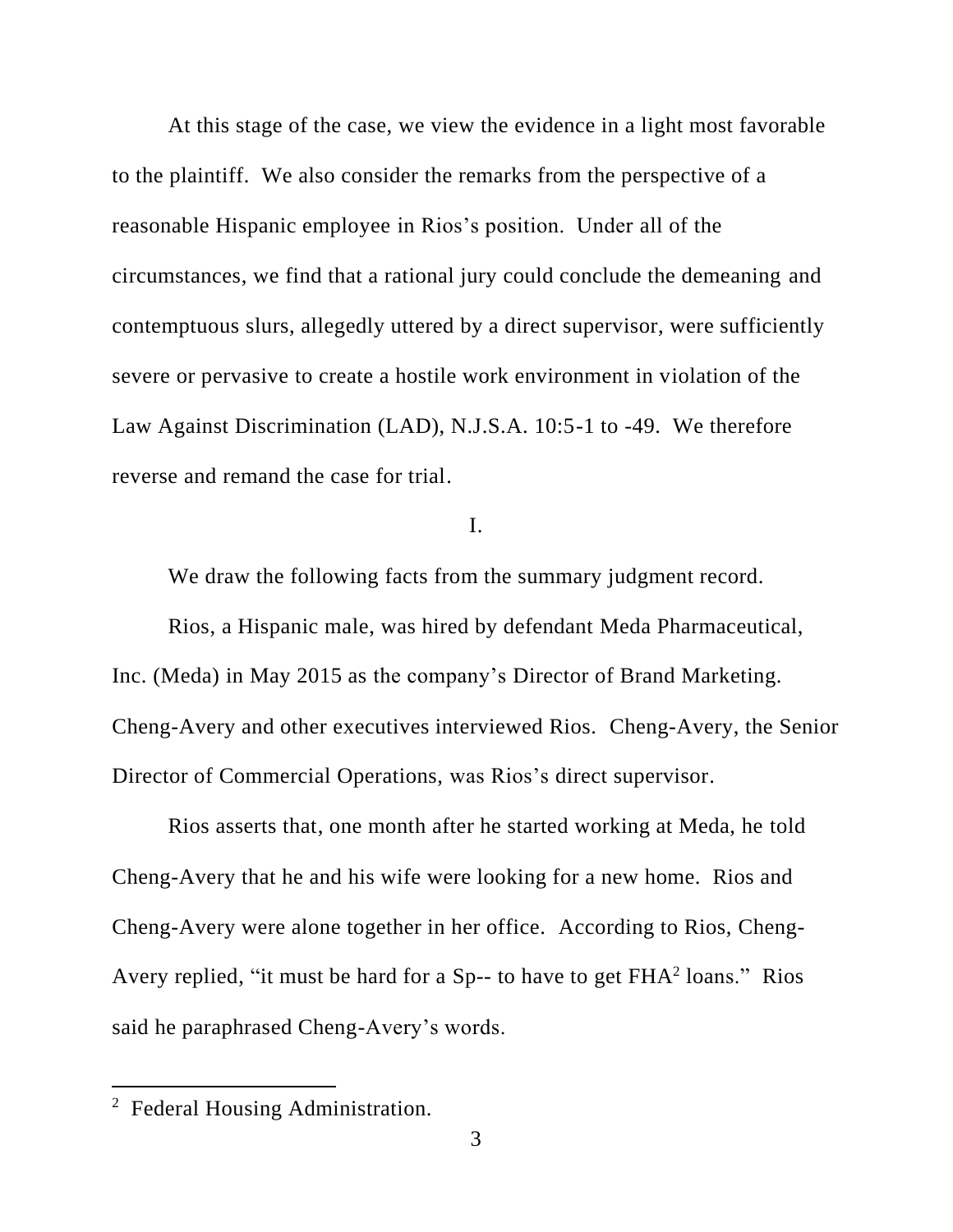At this stage of the case, we view the evidence in a light most favorable to the plaintiff. We also consider the remarks from the perspective of a reasonable Hispanic employee in Rios's position. Under all of the circumstances, we find that a rational jury could conclude the demeaning and contemptuous slurs, allegedly uttered by a direct supervisor, were sufficiently severe or pervasive to create a hostile work environment in violation of the Law Against Discrimination (LAD), N.J.S.A. 10:5-1 to -49. We therefore reverse and remand the case for trial.

## I.

We draw the following facts from the summary judgment record.

Rios, a Hispanic male, was hired by defendant Meda Pharmaceutical, Inc. (Meda) in May 2015 as the company's Director of Brand Marketing. Cheng-Avery and other executives interviewed Rios. Cheng-Avery, the Senior Director of Commercial Operations, was Rios's direct supervisor.

Rios asserts that, one month after he started working at Meda, he told Cheng-Avery that he and his wife were looking for a new home. Rios and Cheng-Avery were alone together in her office. According to Rios, Cheng-Avery replied, "it must be hard for a Sp-- to have to get FHA[2] loans." Rios said he paraphrased Cheng-Avery's words.

---

[2] Federal Housing Administration.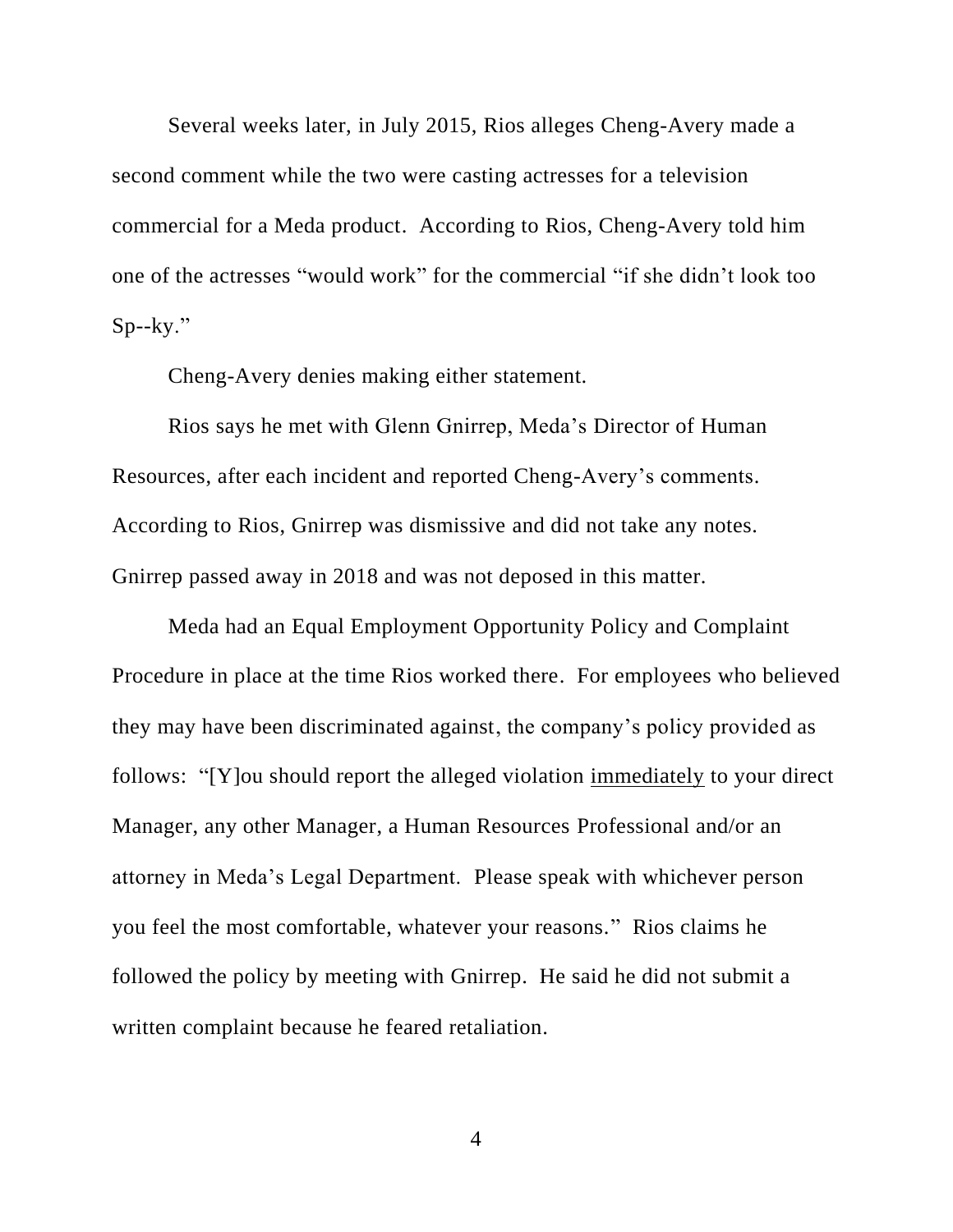Several weeks later, in July 2015, Rios alleges Cheng-Avery made a second comment while the two were casting actresses for a television commercial for a Meda product. According to Rios, Cheng-Avery told him one of the actresses "would work" for the commercial "if she didn't look too Sp--ky."

Cheng-Avery denies making either statement.

Rios says he met with Glenn Gnirrep, Meda's Director of Human Resources, after each incident and reported Cheng-Avery's comments. According to Rios, Gnirrep was dismissive and did not take any notes. Gnirrep passed away in 2018 and was not deposed in this matter.

Meda had an Equal Employment Opportunity Policy and Complaint Procedure in place at the time Rios worked there. For employees who believed they may have been discriminated against, the company's policy provided as follows: "[Y]ou should report the alleged violation <u>immediately</u> to your direct Manager, any other Manager, a Human Resources Professional and/or an attorney in Meda's Legal Department. Please speak with whichever person you feel the most comfortable, whatever your reasons." Rios claims he followed the policy by meeting with Gnirrep. He said he did not submit a written complaint because he feared retaliation.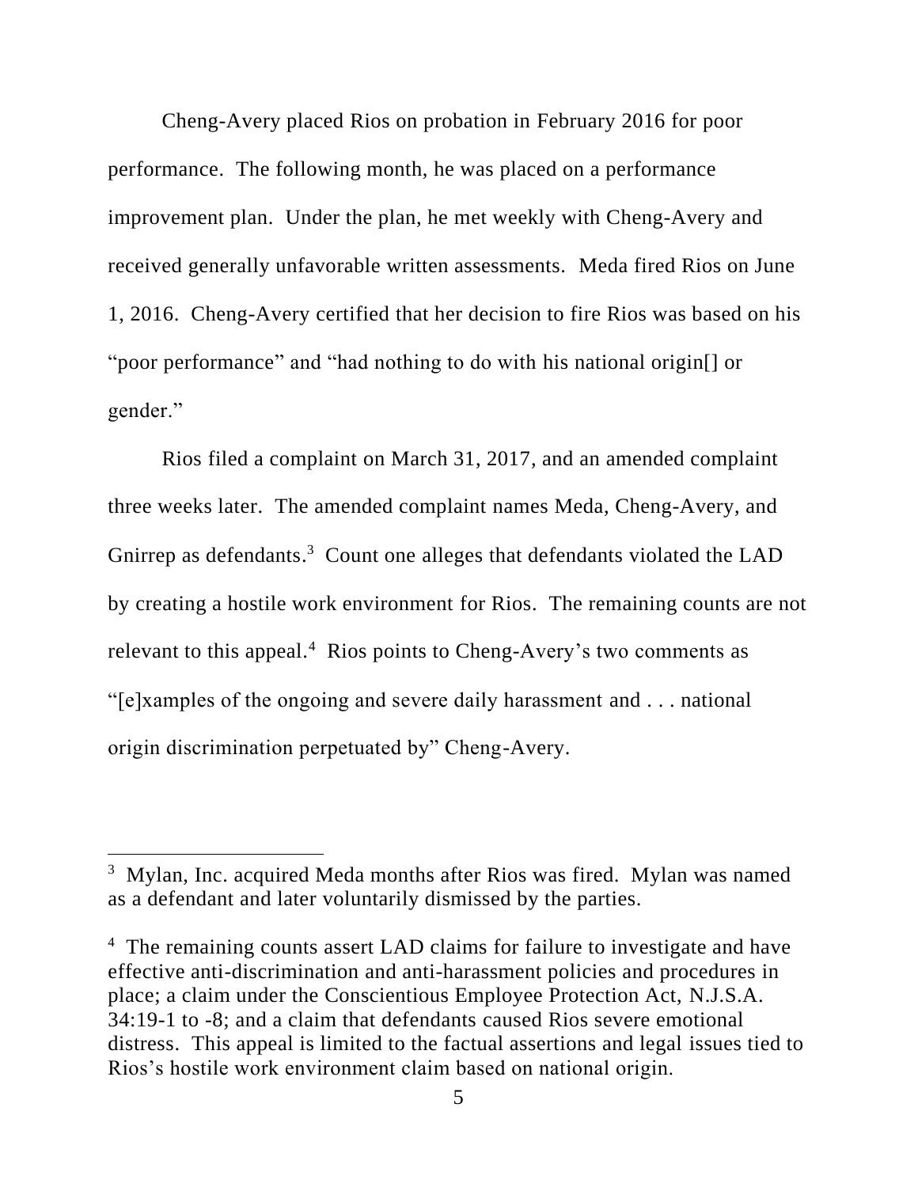Cheng-Avery placed Rios on probation in February 2016 for poor performance. The following month, he was placed on a performance improvement plan. Under the plan, he met weekly with Cheng-Avery and received generally unfavorable written assessments. Meda fired Rios on June 1, 2016. Cheng-Avery certified that her decision to fire Rios was based on his "poor performance" and "had nothing to do with his national origin[] or gender."

Rios filed a complaint on March 31, 2017, and an amended complaint three weeks later. The amended complaint names Meda, Cheng-Avery, and Gnirrep as defendants.[3] Count one alleges that defendants violated the LAD by creating a hostile work environment for Rios. The remaining counts are not relevant to this appeal.[4] Rios points to Cheng-Avery's two comments as "[e]xamples of the ongoing and severe daily harassment and . . . national origin discrimination perpetuated by" Cheng-Avery.

---

[3] Mylan, Inc. acquired Meda months after Rios was fired. Mylan was named as a defendant and later voluntarily dismissed by the parties.

[4] The remaining counts assert LAD claims for failure to investigate and have effective anti-discrimination and anti-harassment policies and procedures in place; a claim under the Conscientious Employee Protection Act, N.J.S.A. 34:19-1 to -8; and a claim that defendants caused Rios severe emotional distress. This appeal is limited to the factual assertions and legal issues tied to Rios's hostile work environment claim based on national origin.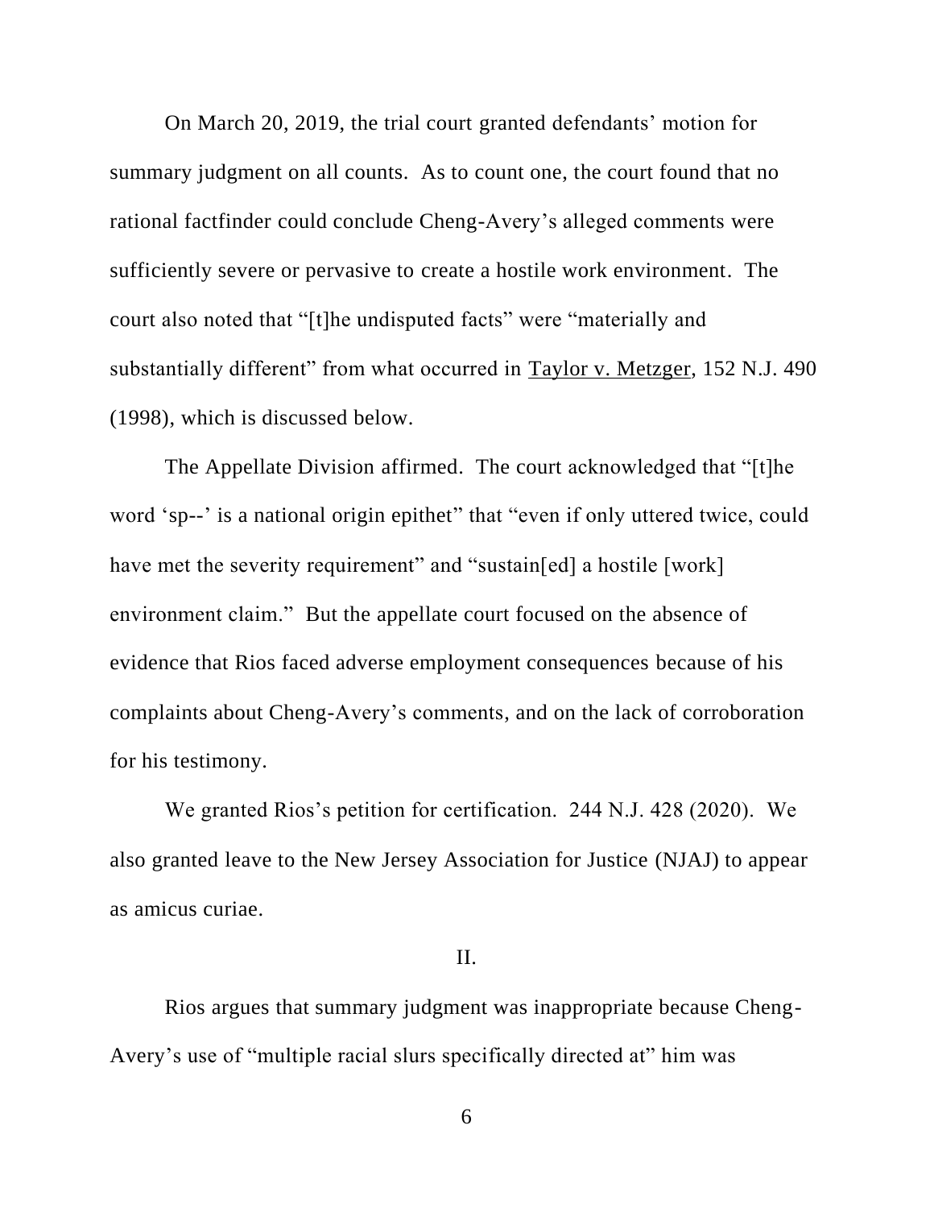On March 20, 2019, the trial court granted defendants' motion for summary judgment on all counts. As to count one, the court found that no rational factfinder could conclude Cheng-Avery's alleged comments were sufficiently severe or pervasive to create a hostile work environment. The court also noted that "[t]he undisputed facts" were "materially and substantially different" from what occurred in Taylor v. Metzger, 152 N.J. 490 (1998), which is discussed below.

The Appellate Division affirmed. The court acknowledged that "[t]he word 'sp--' is a national origin epithet" that "even if only uttered twice, could have met the severity requirement" and "sustain[ed] a hostile [work] environment claim." But the appellate court focused on the absence of evidence that Rios faced adverse employment consequences because of his complaints about Cheng-Avery's comments, and on the lack of corroboration for his testimony.

We granted Rios's petition for certification. 244 N.J. 428 (2020). We also granted leave to the New Jersey Association for Justice (NJAJ) to appear as amicus curiae.

## II.

Rios argues that summary judgment was inappropriate because Cheng-Avery's use of "multiple racial slurs specifically directed at" him was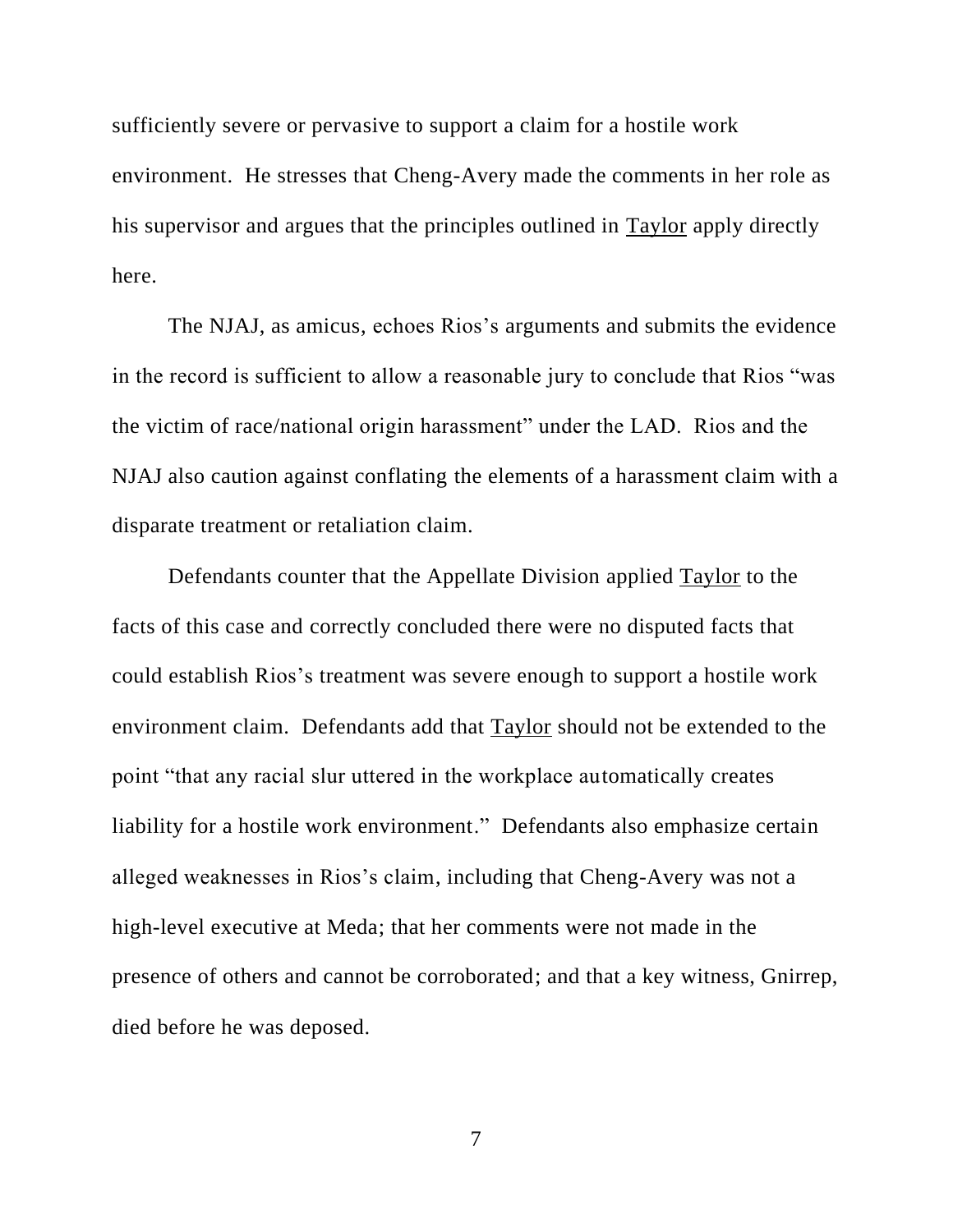sufficiently severe or pervasive to support a claim for a hostile work environment. He stresses that Cheng-Avery made the comments in her role as his supervisor and argues that the principles outlined in Taylor apply directly here.

The NJAJ, as amicus, echoes Rios's arguments and submits the evidence in the record is sufficient to allow a reasonable jury to conclude that Rios "was the victim of race/national origin harassment" under the LAD. Rios and the NJAJ also caution against conflating the elements of a harassment claim with a disparate treatment or retaliation claim.

Defendants counter that the Appellate Division applied Taylor to the facts of this case and correctly concluded there were no disputed facts that could establish Rios's treatment was severe enough to support a hostile work environment claim. Defendants add that Taylor should not be extended to the point "that any racial slur uttered in the workplace automatically creates liability for a hostile work environment." Defendants also emphasize certain alleged weaknesses in Rios's claim, including that Cheng-Avery was not a high-level executive at Meda; that her comments were not made in the presence of others and cannot be corroborated; and that a key witness, Gnirrep, died before he was deposed.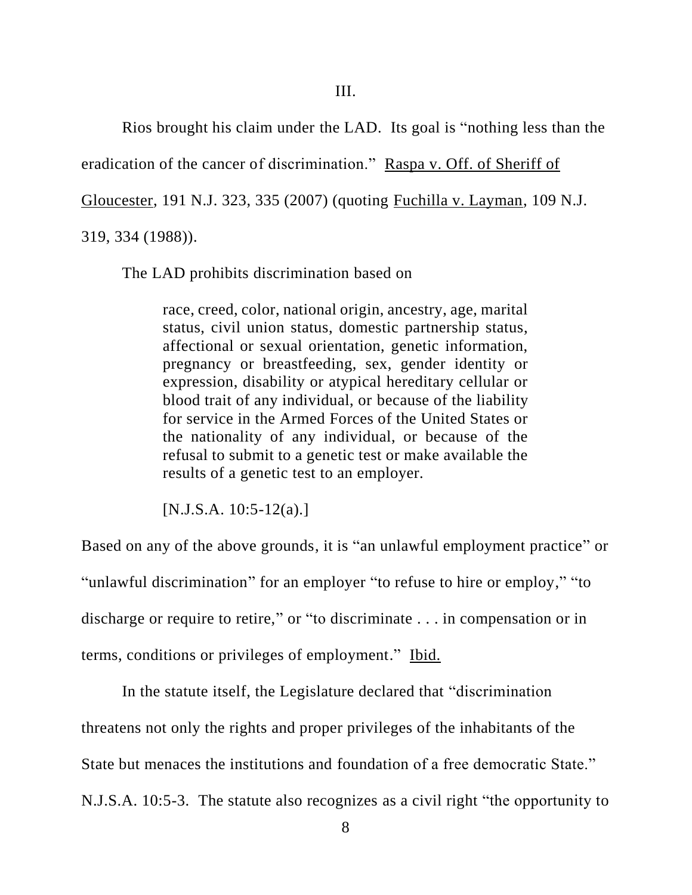III.

Rios brought his claim under the LAD. Its goal is "nothing less than the eradication of the cancer of discrimination." Raspa v. Off. of Sheriff of Gloucester, 191 N.J. 323, 335 (2007) (quoting Fuchilla v. Layman, 109 N.J. 319, 334 (1988)).

The LAD prohibits discrimination based on

> race, creed, color, national origin, ancestry, age, marital status, civil union status, domestic partnership status, affectional or sexual orientation, genetic information, pregnancy or breastfeeding, sex, gender identity or expression, disability or atypical hereditary cellular or blood trait of any individual, or because of the liability for service in the Armed Forces of the United States or the nationality of any individual, or because of the refusal to submit to a genetic test or make available the results of a genetic test to an employer.
>
> [N.J.S.A. 10:5-12(a).]

Based on any of the above grounds, it is "an unlawful employment practice" or "unlawful discrimination" for an employer "to refuse to hire or employ," "to discharge or require to retire," or "to discriminate . . . in compensation or in terms, conditions or privileges of employment." Ibid.

In the statute itself, the Legislature declared that "discrimination threatens not only the rights and proper privileges of the inhabitants of the State but menaces the institutions and foundation of a free democratic State." N.J.S.A. 10:5-3. The statute also recognizes as a civil right "the opportunity to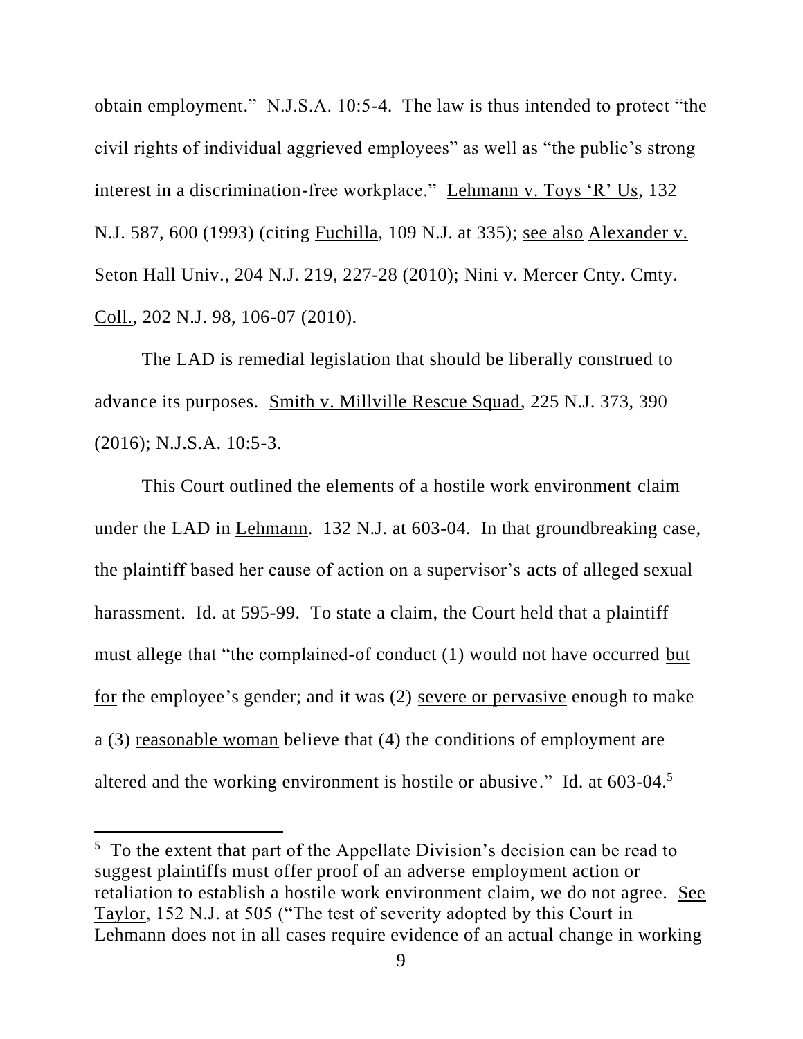obtain employment." N.J.S.A. 10:5-4. The law is thus intended to protect "the civil rights of individual aggrieved employees" as well as "the public's strong interest in a discrimination-free workplace." Lehmann v. Toys 'R' Us, 132 N.J. 587, 600 (1993) (citing Fuchilla, 109 N.J. at 335); see also Alexander v. Seton Hall Univ., 204 N.J. 219, 227-28 (2010); Nini v. Mercer Cnty. Cmty. Coll., 202 N.J. 98, 106-07 (2010).

The LAD is remedial legislation that should be liberally construed to advance its purposes. Smith v. Millville Rescue Squad, 225 N.J. 373, 390 (2016); N.J.S.A. 10:5-3.

This Court outlined the elements of a hostile work environment claim under the LAD in Lehmann. 132 N.J. at 603-04. In that groundbreaking case, the plaintiff based her cause of action on a supervisor's acts of alleged sexual harassment. Id. at 595-99. To state a claim, the Court held that a plaintiff must allege that "the complained-of conduct (1) would not have occurred but for the employee's gender; and it was (2) severe or pervasive enough to make a (3) reasonable woman believe that (4) the conditions of employment are altered and the working environment is hostile or abusive." Id. at 603-04.[5]

[5] To the extent that part of the Appellate Division's decision can be read to suggest plaintiffs must offer proof of an adverse employment action or retaliation to establish a hostile work environment claim, we do not agree. See Taylor, 152 N.J. at 505 ("The test of severity adopted by this Court in Lehmann does not in all cases require evidence of an actual change in working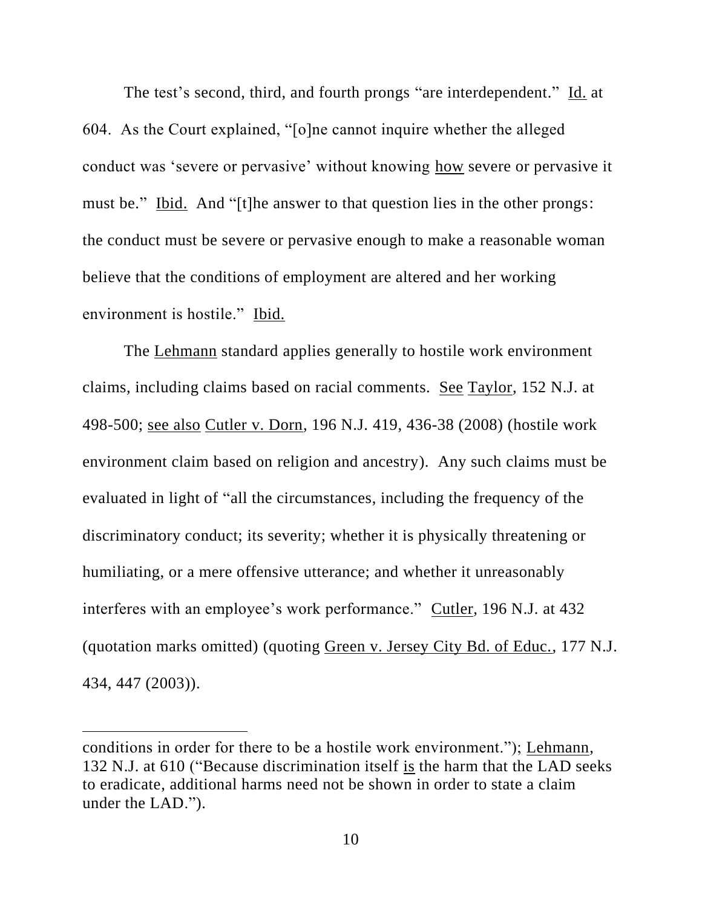The test's second, third, and fourth prongs "are interdependent." Id. at 604. As the Court explained, "[o]ne cannot inquire whether the alleged conduct was 'severe or pervasive' without knowing how severe or pervasive it must be." Ibid. And "[t]he answer to that question lies in the other prongs: the conduct must be severe or pervasive enough to make a reasonable woman believe that the conditions of employment are altered and her working environment is hostile." Ibid.

The Lehmann standard applies generally to hostile work environment claims, including claims based on racial comments. See Taylor, 152 N.J. at 498-500; see also Cutler v. Dorn, 196 N.J. 419, 436-38 (2008) (hostile work environment claim based on religion and ancestry). Any such claims must be evaluated in light of "all the circumstances, including the frequency of the discriminatory conduct; its severity; whether it is physically threatening or humiliating, or a mere offensive utterance; and whether it unreasonably interferes with an employee's work performance." Cutler, 196 N.J. at 432 (quotation marks omitted) (quoting Green v. Jersey City Bd. of Educ., 177 N.J. 434, 447 (2003)).

---

conditions in order for there to be a hostile work environment."); Lehmann, 132 N.J. at 610 ("Because discrimination itself is the harm that the LAD seeks to eradicate, additional harms need not be shown in order to state a claim under the LAD.").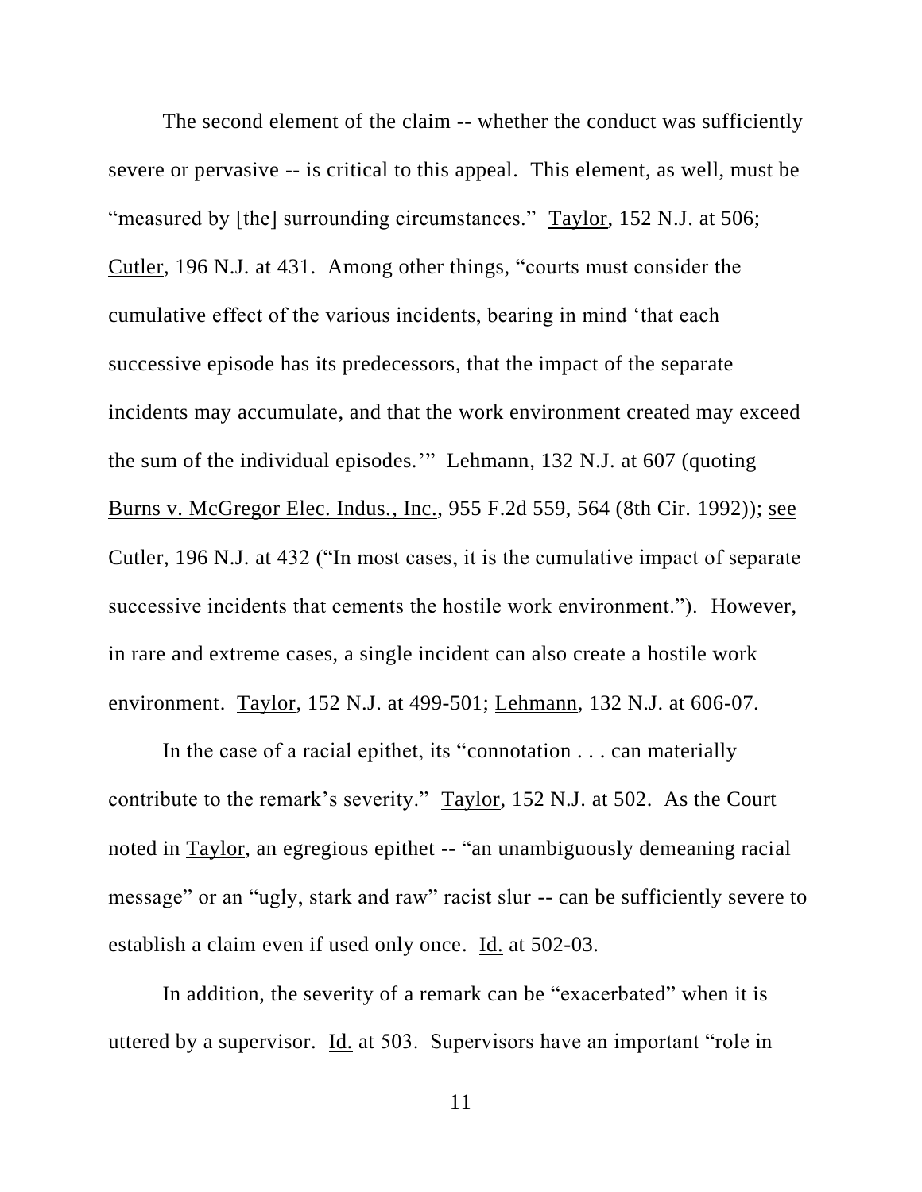The second element of the claim -- whether the conduct was sufficiently severe or pervasive -- is critical to this appeal. This element, as well, must be "measured by [the] surrounding circumstances." Taylor, 152 N.J. at 506; Cutler, 196 N.J. at 431. Among other things, "courts must consider the cumulative effect of the various incidents, bearing in mind 'that each successive episode has its predecessors, that the impact of the separate incidents may accumulate, and that the work environment created may exceed the sum of the individual episodes.'" Lehmann, 132 N.J. at 607 (quoting Burns v. McGregor Elec. Indus., Inc., 955 F.2d 559, 564 (8th Cir. 1992)); see Cutler, 196 N.J. at 432 ("In most cases, it is the cumulative impact of separate successive incidents that cements the hostile work environment."). However, in rare and extreme cases, a single incident can also create a hostile work environment. Taylor, 152 N.J. at 499-501; Lehmann, 132 N.J. at 606-07.

In the case of a racial epithet, its "connotation . . . can materially contribute to the remark's severity." Taylor, 152 N.J. at 502. As the Court noted in Taylor, an egregious epithet -- "an unambiguously demeaning racial message" or an "ugly, stark and raw" racist slur -- can be sufficiently severe to establish a claim even if used only once. Id. at 502-03.

In addition, the severity of a remark can be "exacerbated" when it is uttered by a supervisor. Id. at 503. Supervisors have an important "role in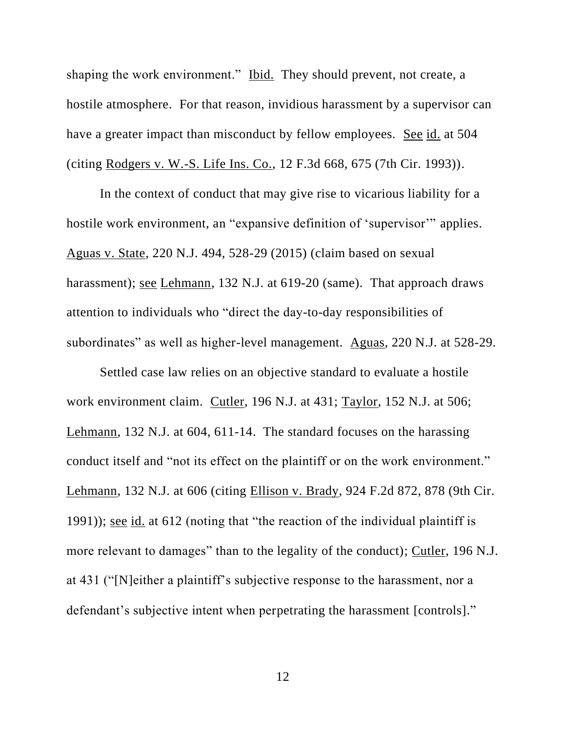shaping the work environment." Ibid. They should prevent, not create, a hostile atmosphere. For that reason, invidious harassment by a supervisor can have a greater impact than misconduct by fellow employees. See id. at 504 (citing Rodgers v. W.-S. Life Ins. Co., 12 F.3d 668, 675 (7th Cir. 1993)).

In the context of conduct that may give rise to vicarious liability for a hostile work environment, an "expansive definition of 'supervisor'" applies. Aguas v. State, 220 N.J. 494, 528-29 (2015) (claim based on sexual harassment); see Lehmann, 132 N.J. at 619-20 (same). That approach draws attention to individuals who "direct the day-to-day responsibilities of subordinates" as well as higher-level management. Aguas, 220 N.J. at 528-29.

Settled case law relies on an objective standard to evaluate a hostile work environment claim. Cutler, 196 N.J. at 431; Taylor, 152 N.J. at 506; Lehmann, 132 N.J. at 604, 611-14. The standard focuses on the harassing conduct itself and "not its effect on the plaintiff or on the work environment." Lehmann, 132 N.J. at 606 (citing Ellison v. Brady, 924 F.2d 872, 878 (9th Cir. 1991)); see id. at 612 (noting that "the reaction of the individual plaintiff is more relevant to damages" than to the legality of the conduct); Cutler, 196 N.J. at 431 ("[N]either a plaintiff's subjective response to the harassment, nor a defendant's subjective intent when perpetrating the harassment [controls]."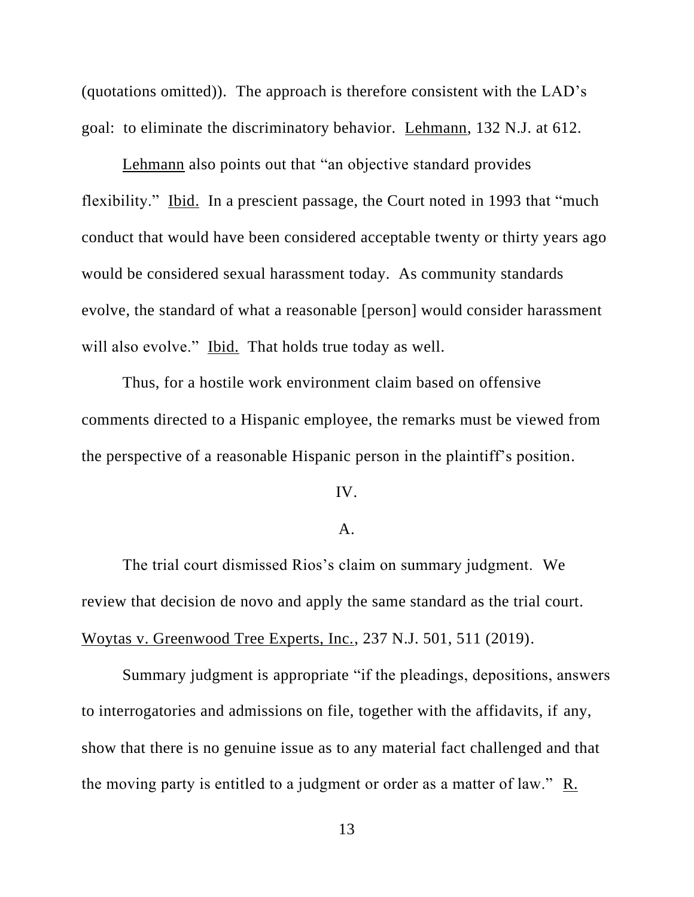(quotations omitted)). The approach is therefore consistent with the LAD's goal: to eliminate the discriminatory behavior. Lehmann, 132 N.J. at 612.

Lehmann also points out that "an objective standard provides flexibility." Ibid. In a prescient passage, the Court noted in 1993 that "much conduct that would have been considered acceptable twenty or thirty years ago would be considered sexual harassment today. As community standards evolve, the standard of what a reasonable [person] would consider harassment will also evolve." Ibid. That holds true today as well.

Thus, for a hostile work environment claim based on offensive comments directed to a Hispanic employee, the remarks must be viewed from the perspective of a reasonable Hispanic person in the plaintiff's position.

## IV.

### A.

The trial court dismissed Rios's claim on summary judgment. We review that decision de novo and apply the same standard as the trial court. Woytas v. Greenwood Tree Experts, Inc., 237 N.J. 501, 511 (2019).

Summary judgment is appropriate "if the pleadings, depositions, answers to interrogatories and admissions on file, together with the affidavits, if any, show that there is no genuine issue as to any material fact challenged and that the moving party is entitled to a judgment or order as a matter of law." R.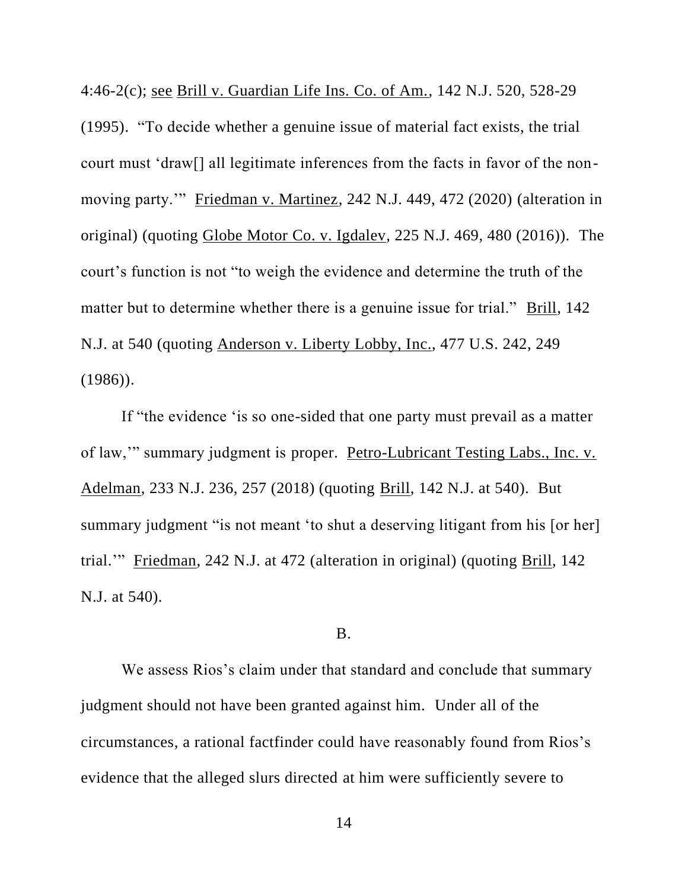4:46-2(c); see Brill v. Guardian Life Ins. Co. of Am., 142 N.J. 520, 528-29 (1995). "To decide whether a genuine issue of material fact exists, the trial court must 'draw[] all legitimate inferences from the facts in favor of the non-moving party.'" Friedman v. Martinez, 242 N.J. 449, 472 (2020) (alteration in original) (quoting Globe Motor Co. v. Igdalev, 225 N.J. 469, 480 (2016)). The court's function is not "to weigh the evidence and determine the truth of the matter but to determine whether there is a genuine issue for trial." Brill, 142 N.J. at 540 (quoting Anderson v. Liberty Lobby, Inc., 477 U.S. 242, 249 (1986)).

If "the evidence 'is so one-sided that one party must prevail as a matter of law,'" summary judgment is proper. Petro-Lubricant Testing Labs., Inc. v. Adelman, 233 N.J. 236, 257 (2018) (quoting Brill, 142 N.J. at 540). But summary judgment "is not meant 'to shut a deserving litigant from his [or her] trial.'" Friedman, 242 N.J. at 472 (alteration in original) (quoting Brill, 142 N.J. at 540).

B.

We assess Rios's claim under that standard and conclude that summary judgment should not have been granted against him. Under all of the circumstances, a rational factfinder could have reasonably found from Rios's evidence that the alleged slurs directed at him were sufficiently severe to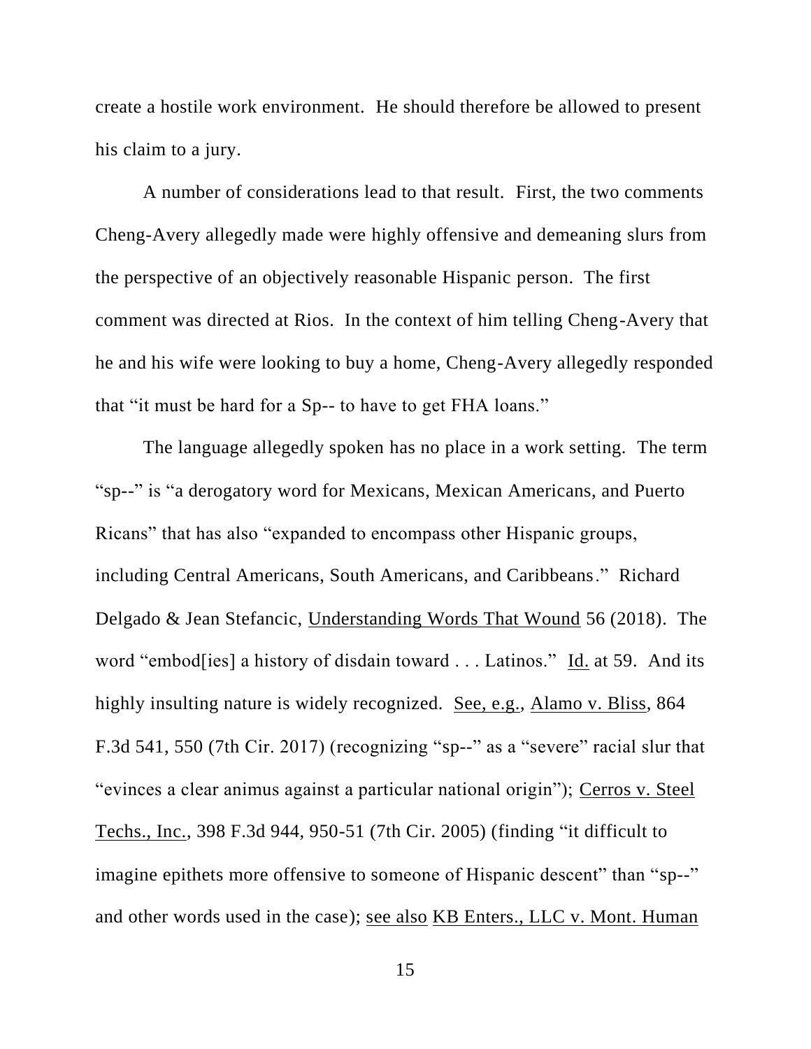create a hostile work environment. He should therefore be allowed to present his claim to a jury.

A number of considerations lead to that result. First, the two comments Cheng-Avery allegedly made were highly offensive and demeaning slurs from the perspective of an objectively reasonable Hispanic person. The first comment was directed at Rios. In the context of him telling Cheng-Avery that he and his wife were looking to buy a home, Cheng-Avery allegedly responded that "it must be hard for a Sp-- to have to get FHA loans."

The language allegedly spoken has no place in a work setting. The term "sp--" is "a derogatory word for Mexicans, Mexican Americans, and Puerto Ricans" that has also "expanded to encompass other Hispanic groups, including Central Americans, South Americans, and Caribbeans." Richard Delgado & Jean Stefancic, Understanding Words That Wound 56 (2018). The word "embod[ies] a history of disdain toward . . . Latinos." Id. at 59. And its highly insulting nature is widely recognized. See, e.g., Alamo v. Bliss, 864 F.3d 541, 550 (7th Cir. 2017) (recognizing "sp--" as a "severe" racial slur that "evinces a clear animus against a particular national origin"); Cerros v. Steel Techs., Inc., 398 F.3d 944, 950-51 (7th Cir. 2005) (finding "it difficult to imagine epithets more offensive to someone of Hispanic descent" than "sp--" and other words used in the case); see also KB Enters., LLC v. Mont. Human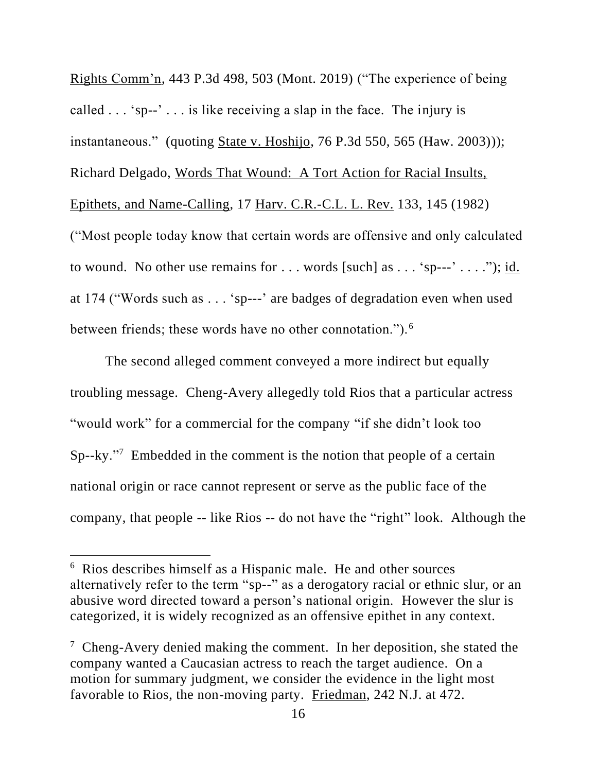Rights Comm'n, 443 P.3d 498, 503 (Mont. 2019) ("The experience of being called . . . 'sp--' . . . is like receiving a slap in the face. The injury is instantaneous." (quoting State v. Hoshijo, 76 P.3d 550, 565 (Haw. 2003))); Richard Delgado, Words That Wound: A Tort Action for Racial Insults, Epithets, and Name-Calling, 17 Harv. C.R.-C.L. L. Rev. 133, 145 (1982) ("Most people today know that certain words are offensive and only calculated to wound. No other use remains for . . . words [such] as . . . 'sp---' . . . ."); id. at 174 ("Words such as . . . 'sp---' are badges of degradation even when used between friends; these words have no other connotation.").[6]

The second alleged comment conveyed a more indirect but equally troubling message. Cheng-Avery allegedly told Rios that a particular actress "would work" for a commercial for the company "if she didn't look too Sp--ky."[7] Embedded in the comment is the notion that people of a certain national origin or race cannot represent or serve as the public face of the company, that people -- like Rios -- do not have the "right" look. Although the

---

[6] Rios describes himself as a Hispanic male. He and other sources alternatively refer to the term "sp--" as a derogatory racial or ethnic slur, or an abusive word directed toward a person's national origin. However the slur is categorized, it is widely recognized as an offensive epithet in any context.

[7] Cheng-Avery denied making the comment. In her deposition, she stated the company wanted a Caucasian actress to reach the target audience. On a motion for summary judgment, we consider the evidence in the light most favorable to Rios, the non-moving party. Friedman, 242 N.J. at 472.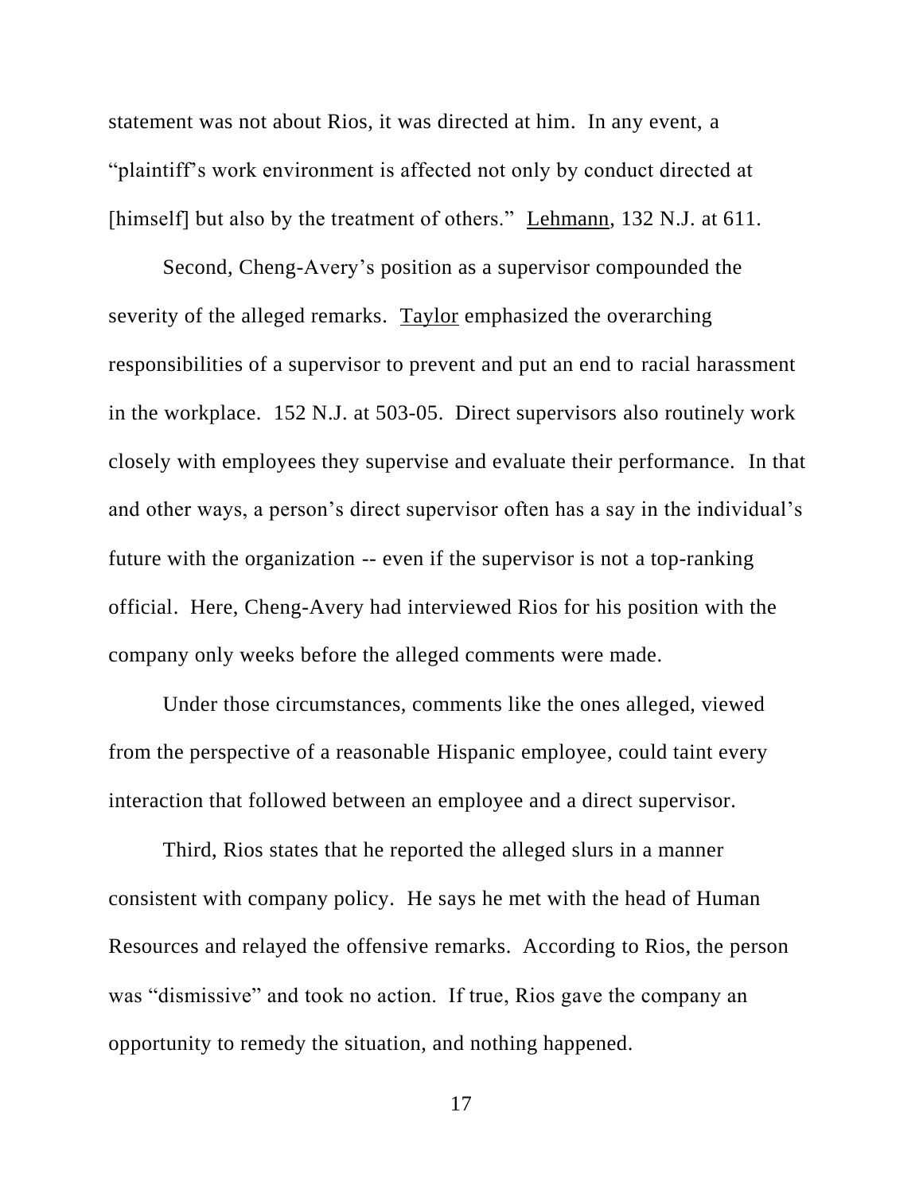statement was not about Rios, it was directed at him. In any event, a "plaintiff's work environment is affected not only by conduct directed at [himself] but also by the treatment of others." Lehmann, 132 N.J. at 611.

Second, Cheng-Avery's position as a supervisor compounded the severity of the alleged remarks. Taylor emphasized the overarching responsibilities of a supervisor to prevent and put an end to racial harassment in the workplace. 152 N.J. at 503-05. Direct supervisors also routinely work closely with employees they supervise and evaluate their performance. In that and other ways, a person's direct supervisor often has a say in the individual's future with the organization -- even if the supervisor is not a top-ranking official. Here, Cheng-Avery had interviewed Rios for his position with the company only weeks before the alleged comments were made.

Under those circumstances, comments like the ones alleged, viewed from the perspective of a reasonable Hispanic employee, could taint every interaction that followed between an employee and a direct supervisor.

Third, Rios states that he reported the alleged slurs in a manner consistent with company policy. He says he met with the head of Human Resources and relayed the offensive remarks. According to Rios, the person was "dismissive" and took no action. If true, Rios gave the company an opportunity to remedy the situation, and nothing happened.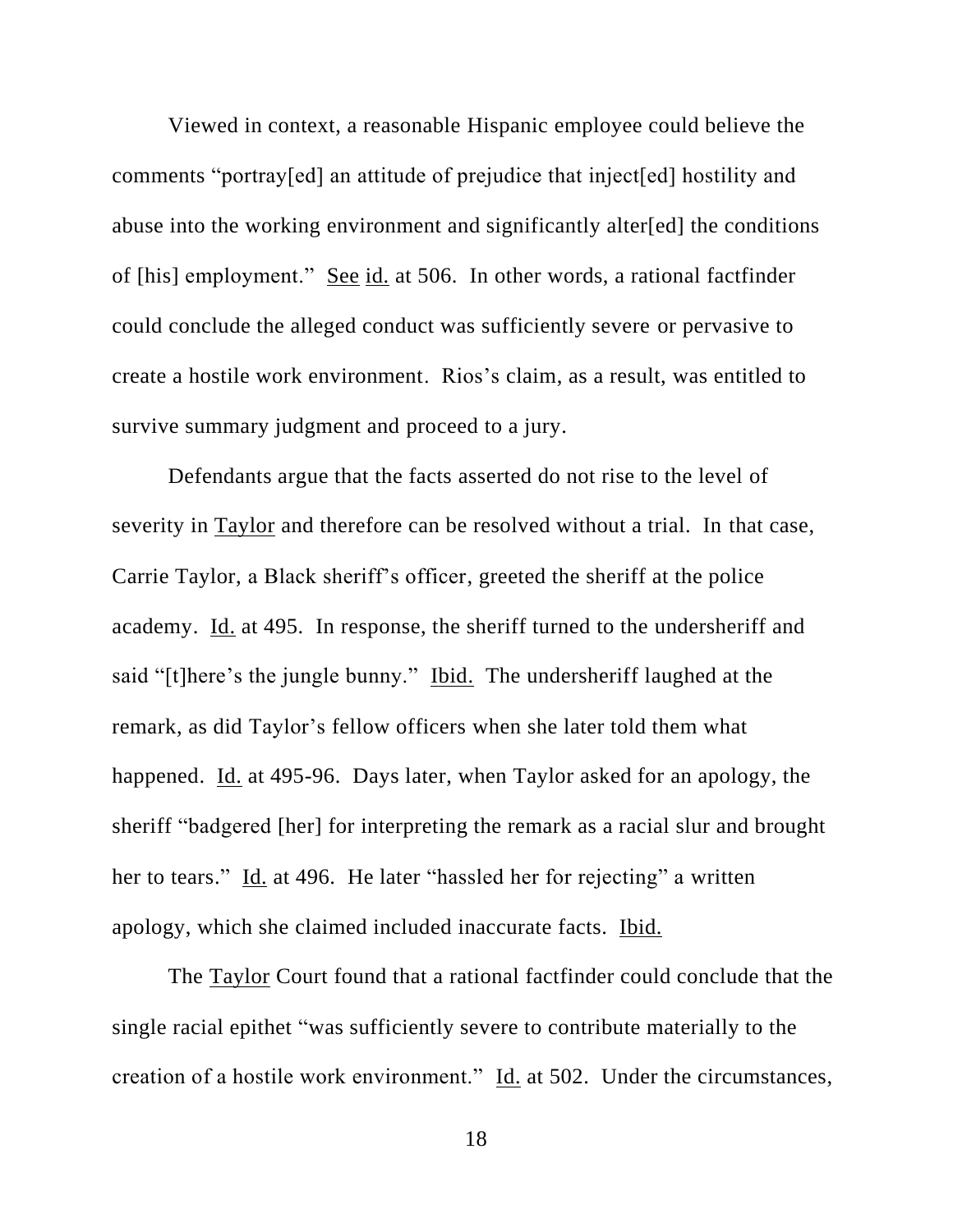Viewed in context, a reasonable Hispanic employee could believe the comments "portray[ed] an attitude of prejudice that inject[ed] hostility and abuse into the working environment and significantly alter[ed] the conditions of [his] employment." See id. at 506. In other words, a rational factfinder could conclude the alleged conduct was sufficiently severe or pervasive to create a hostile work environment. Rios's claim, as a result, was entitled to survive summary judgment and proceed to a jury.

Defendants argue that the facts asserted do not rise to the level of severity in Taylor and therefore can be resolved without a trial. In that case, Carrie Taylor, a Black sheriff's officer, greeted the sheriff at the police academy. Id. at 495. In response, the sheriff turned to the undersheriff and said "[t]here's the jungle bunny." Ibid. The undersheriff laughed at the remark, as did Taylor's fellow officers when she later told them what happened. Id. at 495-96. Days later, when Taylor asked for an apology, the sheriff "badgered [her] for interpreting the remark as a racial slur and brought her to tears." Id. at 496. He later "hassled her for rejecting" a written apology, which she claimed included inaccurate facts. Ibid.

The Taylor Court found that a rational factfinder could conclude that the single racial epithet "was sufficiently severe to contribute materially to the creation of a hostile work environment." Id. at 502. Under the circumstances,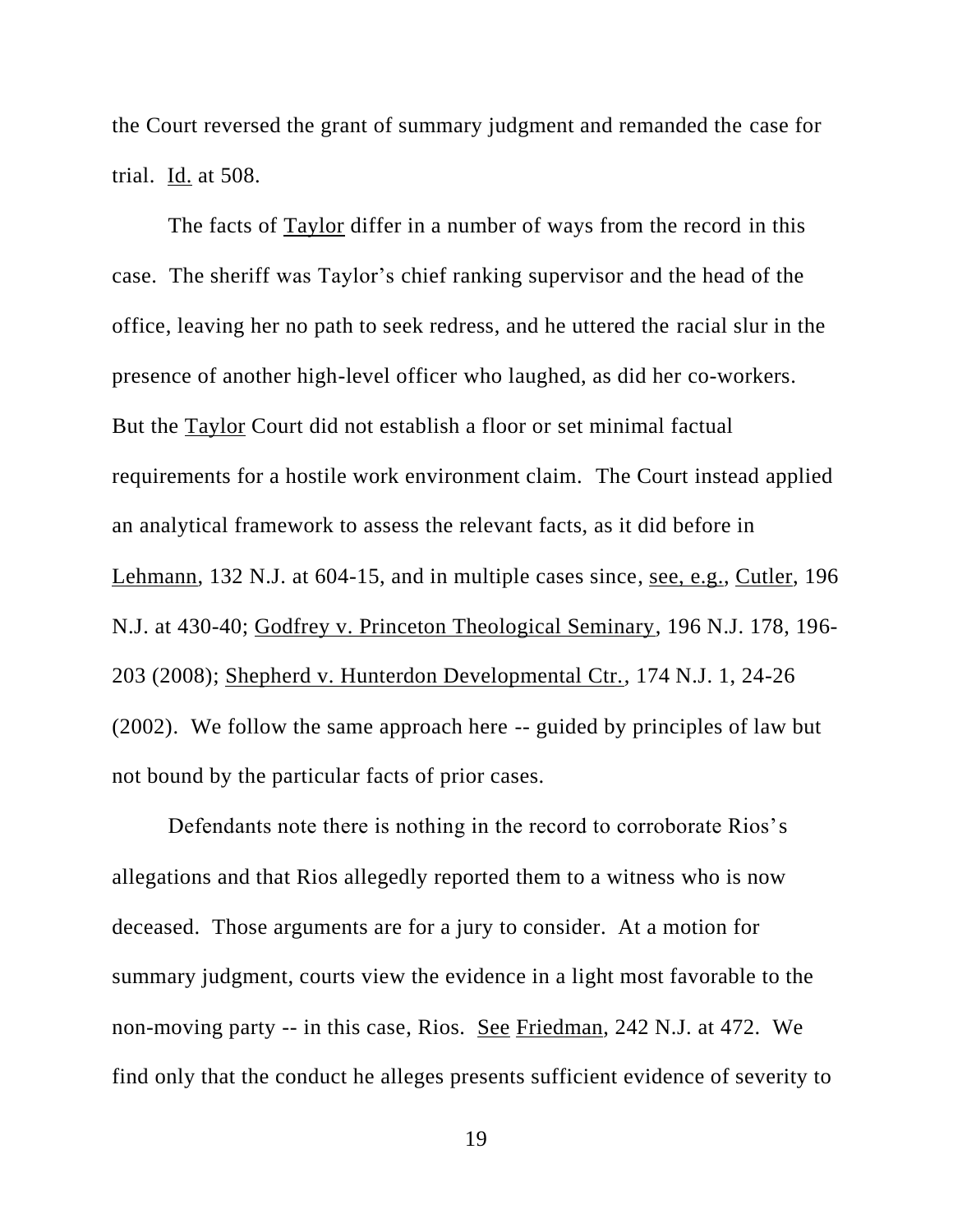the Court reversed the grant of summary judgment and remanded the case for trial. Id. at 508.

The facts of Taylor differ in a number of ways from the record in this case. The sheriff was Taylor's chief ranking supervisor and the head of the office, leaving her no path to seek redress, and he uttered the racial slur in the presence of another high-level officer who laughed, as did her co-workers. But the Taylor Court did not establish a floor or set minimal factual requirements for a hostile work environment claim. The Court instead applied an analytical framework to assess the relevant facts, as it did before in Lehmann, 132 N.J. at 604-15, and in multiple cases since, see, e.g., Cutler, 196 N.J. at 430-40; Godfrey v. Princeton Theological Seminary, 196 N.J. 178, 196-203 (2008); Shepherd v. Hunterdon Developmental Ctr., 174 N.J. 1, 24-26 (2002). We follow the same approach here -- guided by principles of law but not bound by the particular facts of prior cases.

Defendants note there is nothing in the record to corroborate Rios's allegations and that Rios allegedly reported them to a witness who is now deceased. Those arguments are for a jury to consider. At a motion for summary judgment, courts view the evidence in a light most favorable to the non-moving party -- in this case, Rios. See Friedman, 242 N.J. at 472. We find only that the conduct he alleges presents sufficient evidence of severity to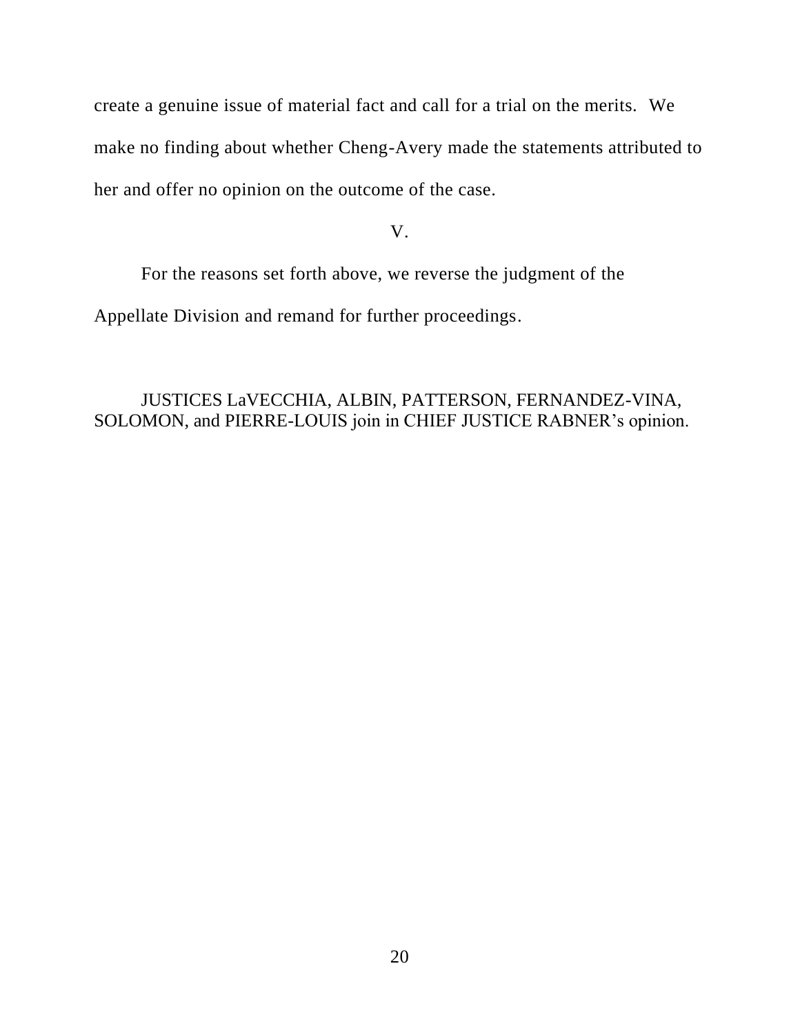create a genuine issue of material fact and call for a trial on the merits. We make no finding about whether Cheng-Avery made the statements attributed to her and offer no opinion on the outcome of the case.

V.

For the reasons set forth above, we reverse the judgment of the Appellate Division and remand for further proceedings.

JUSTICES LaVECCHIA, ALBIN, PATTERSON, FERNANDEZ-VINA, SOLOMON, and PIERRE-LOUIS join in CHIEF JUSTICE RABNER's opinion.